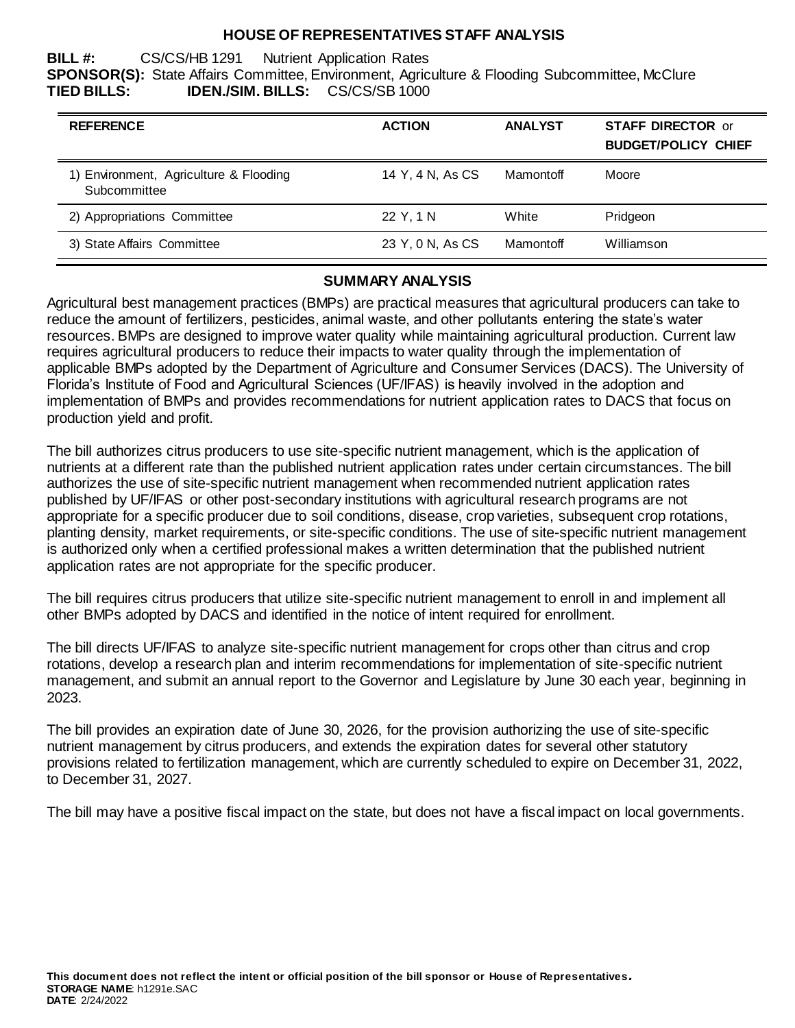# HOUSE OF REPRESENTATIVES STAFF ANALYSIS

**BILL #:** CS/CS/HB 1291 Nutrient Application Rates
**SPONSOR(S):** State Affairs Committee, Environment, Agriculture & Flooding Subcommittee, McClure
**TIED BILLS:** **IDEN./SIM. BILLS:** CS/CS/SB 1000

| REFERENCE | ACTION | ANALYST | STAFF DIRECTOR or BUDGET/POLICY CHIEF |
|---|---|---|---|
| 1) Environment, Agriculture & Flooding Subcommittee | 14 Y, 4 N, As CS | Mamontoff | Moore |
| 2) Appropriations Committee | 22 Y, 1 N | White | Pridgeon |
| 3) State Affairs Committee | 23 Y, 0 N, As CS | Mamontoff | Williamson |

## SUMMARY ANALYSIS

Agricultural best management practices (BMPs) are practical measures that agricultural producers can take to reduce the amount of fertilizers, pesticides, animal waste, and other pollutants entering the state's water resources. BMPs are designed to improve water quality while maintaining agricultural production. Current law requires agricultural producers to reduce their impacts to water quality through the implementation of applicable BMPs adopted by the Department of Agriculture and Consumer Services (DACS). The University of Florida's Institute of Food and Agricultural Sciences (UF/IFAS) is heavily involved in the adoption and implementation of BMPs and provides recommendations for nutrient application rates to DACS that focus on production yield and profit.

The bill authorizes citrus producers to use site-specific nutrient management, which is the application of nutrients at a different rate than the published nutrient application rates under certain circumstances. The bill authorizes the use of site-specific nutrient management when recommended nutrient application rates published by UF/IFAS or other post-secondary institutions with agricultural research programs are not appropriate for a specific producer due to soil conditions, disease, crop varieties, subsequent crop rotations, planting density, market requirements, or site-specific conditions. The use of site-specific nutrient management is authorized only when a certified professional makes a written determination that the published nutrient application rates are not appropriate for the specific producer.

The bill requires citrus producers that utilize site-specific nutrient management to enroll in and implement all other BMPs adopted by DACS and identified in the notice of intent required for enrollment.

The bill directs UF/IFAS to analyze site-specific nutrient management for crops other than citrus and crop rotations, develop a research plan and interim recommendations for implementation of site-specific nutrient management, and submit an annual report to the Governor and Legislature by June 30 each year, beginning in 2023.

The bill provides an expiration date of June 30, 2026, for the provision authorizing the use of site-specific nutrient management by citrus producers, and extends the expiration dates for several other statutory provisions related to fertilization management, which are currently scheduled to expire on December 31, 2022, to December 31, 2027.

The bill may have a positive fiscal impact on the state, but does not have a fiscal impact on local governments.

**This document does not reflect the intent or official position of the bill sponsor or House of Representatives.**
**STORAGE NAME**: h1291e.SAC
**DATE**: 2/24/2022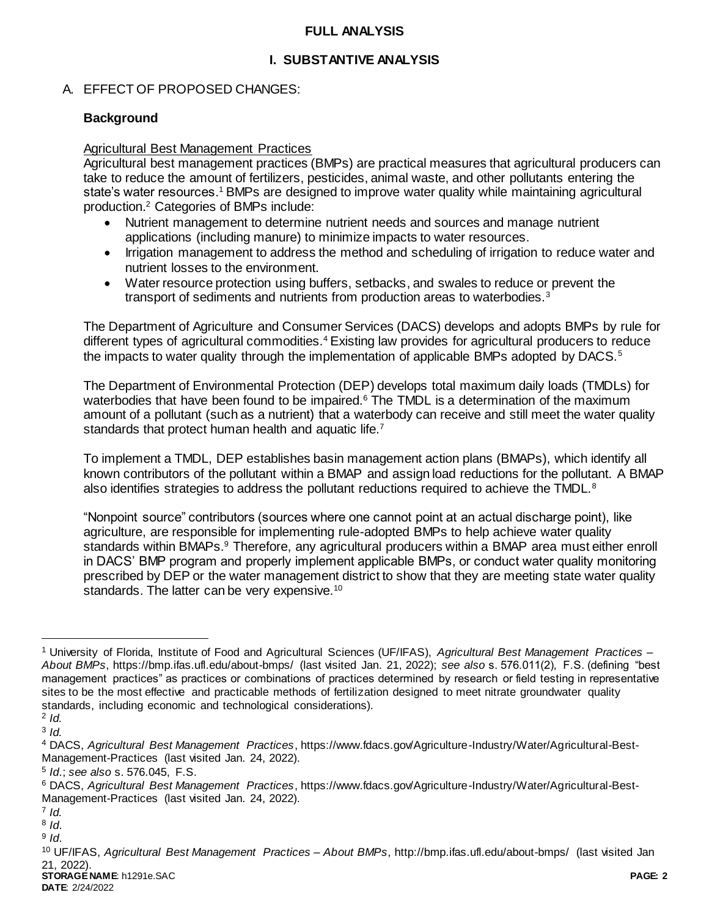## FULL ANALYSIS

### I. SUBSTANTIVE ANALYSIS

A. EFFECT OF PROPOSED CHANGES:

**Background**

Agricultural Best Management Practices

Agricultural best management practices (BMPs) are practical measures that agricultural producers can take to reduce the amount of fertilizers, pesticides, animal waste, and other pollutants entering the state's water resources.[1] BMPs are designed to improve water quality while maintaining agricultural production.[2] Categories of BMPs include:

- Nutrient management to determine nutrient needs and sources and manage nutrient applications (including manure) to minimize impacts to water resources.
- Irrigation management to address the method and scheduling of irrigation to reduce water and nutrient losses to the environment.
- Water resource protection using buffers, setbacks, and swales to reduce or prevent the transport of sediments and nutrients from production areas to waterbodies.[3]

The Department of Agriculture and Consumer Services (DACS) develops and adopts BMPs by rule for different types of agricultural commodities.[4] Existing law provides for agricultural producers to reduce the impacts to water quality through the implementation of applicable BMPs adopted by DACS.[5]

The Department of Environmental Protection (DEP) develops total maximum daily loads (TMDLs) for waterbodies that have been found to be impaired.[6] The TMDL is a determination of the maximum amount of a pollutant (such as a nutrient) that a waterbody can receive and still meet the water quality standards that protect human health and aquatic life.[7]

To implement a TMDL, DEP establishes basin management action plans (BMAPs), which identify all known contributors of the pollutant within a BMAP and assign load reductions for the pollutant. A BMAP also identifies strategies to address the pollutant reductions required to achieve the TMDL.[8]

"Nonpoint source" contributors (sources where one cannot point at an actual discharge point), like agriculture, are responsible for implementing rule-adopted BMPs to help achieve water quality standards within BMAPs.[9] Therefore, any agricultural producers within a BMAP area must either enroll in DACS' BMP program and properly implement applicable BMPs, or conduct water quality monitoring prescribed by DEP or the water management district to show that they are meeting state water quality standards. The latter can be very expensive.[10]

---

[1] University of Florida, Institute of Food and Agricultural Sciences (UF/IFAS), *Agricultural Best Management Practices – About BMPs*, https://bmp.ifas.ufl.edu/about-bmps/ (last visited Jan. 21, 2022); *see also* s. 576.011(2), F.S. (defining "best management practices" as practices or combinations of practices determined by research or field testing in representative sites to be the most effective and practicable methods of fertilization designed to meet nitrate groundwater quality standards, including economic and technological considerations).

[2] *Id.*

[3] *Id.*

[4] DACS, *Agricultural Best Management Practices*, https://www.fdacs.gov/Agriculture-Industry/Water/Agricultural-Best-Management-Practices (last visited Jan. 24, 2022).

[5] *Id.*; *see also* s. 576.045, F.S.

[6] DACS, *Agricultural Best Management Practices*, https://www.fdacs.gov/Agriculture-Industry/Water/Agricultural-Best-Management-Practices (last visited Jan. 24, 2022).

[7] *Id.*

[8] *Id.*

[9] *Id.*

[10] UF/IFAS, *Agricultural Best Management Practices – About BMPs*, http://bmp.ifas.ufl.edu/about-bmps/ (last visited Jan 21, 2022).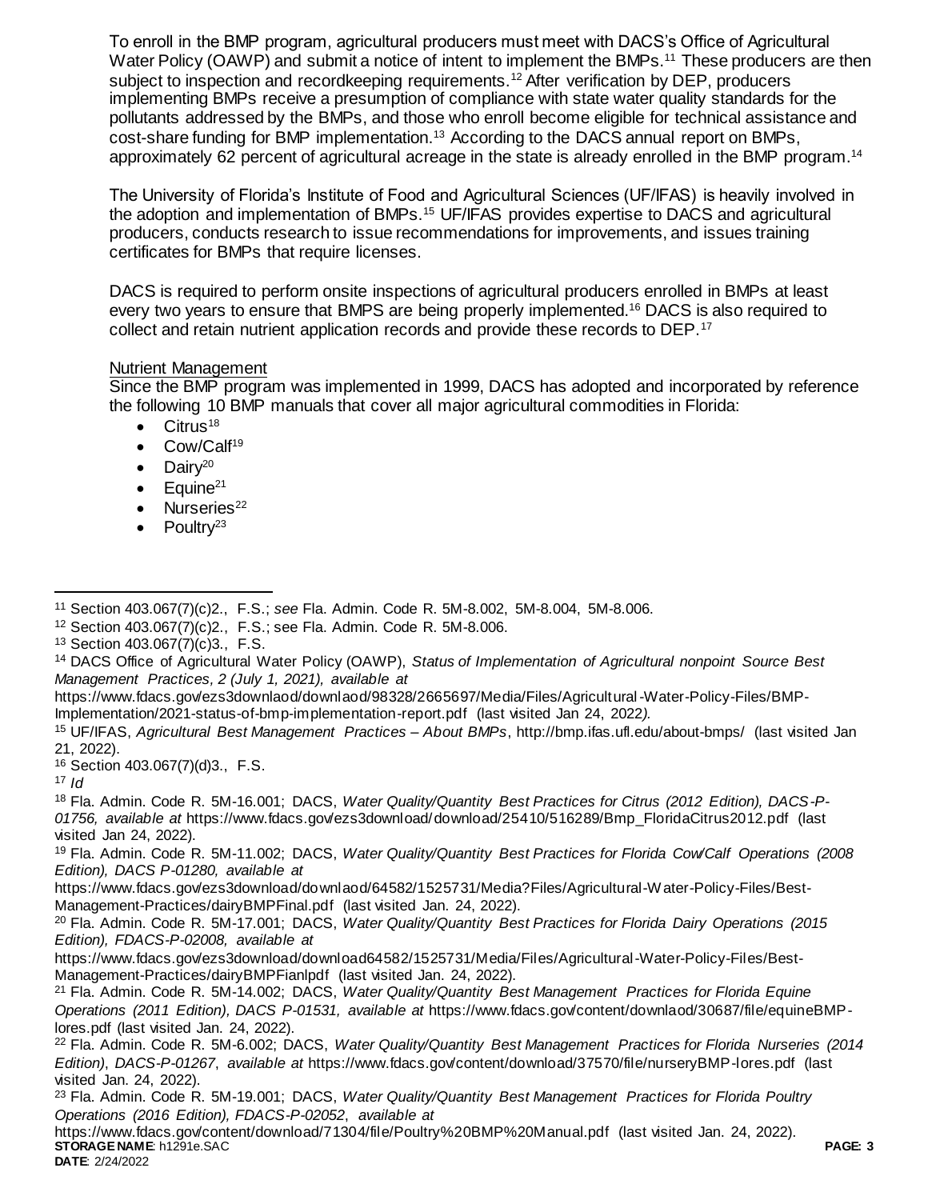To enroll in the BMP program, agricultural producers must meet with DACS's Office of Agricultural Water Policy (OAWP) and submit a notice of intent to implement the BMPs.[11] These producers are then subject to inspection and recordkeeping requirements.[12] After verification by DEP, producers implementing BMPs receive a presumption of compliance with state water quality standards for the pollutants addressed by the BMPs, and those who enroll become eligible for technical assistance and cost-share funding for BMP implementation.[13] According to the DACS annual report on BMPs, approximately 62 percent of agricultural acreage in the state is already enrolled in the BMP program.[14]

The University of Florida's Institute of Food and Agricultural Sciences (UF/IFAS) is heavily involved in the adoption and implementation of BMPs.[15] UF/IFAS provides expertise to DACS and agricultural producers, conducts research to issue recommendations for improvements, and issues training certificates for BMPs that require licenses.

DACS is required to perform onsite inspections of agricultural producers enrolled in BMPs at least every two years to ensure that BMPS are being properly implemented.[16] DACS is also required to collect and retain nutrient application records and provide these records to DEP.[17]

Nutrient Management

Since the BMP program was implemented in 1999, DACS has adopted and incorporated by reference the following 10 BMP manuals that cover all major agricultural commodities in Florida:

- Citrus[18]
- Cow/Calf[19]
- Dairy[20]
- Equine[21]
- Nurseries[22]
- Poultry[23]

---

[11] Section 403.067(7)(c)2., F.S.; *see* Fla. Admin. Code R. 5M-8.002, 5M-8.004, 5M-8.006.

[12] Section 403.067(7)(c)2., F.S.; see Fla. Admin. Code R. 5M-8.006.

[13] Section 403.067(7)(c)3., F.S.

[14] DACS Office of Agricultural Water Policy (OAWP), *Status of Implementation of Agricultural nonpoint Source Best Management Practices, 2 (July 1, 2021), available at* https://www.fdacs.gov/ezs3downlaod/downlaod/98328/2665697/Media/Files/Agricultural-Water-Policy-Files/BMP-Implementation/2021-status-of-bmp-implementation-report.pdf (last visited Jan 24, 2022*).*

[15] UF/IFAS, *Agricultural Best Management Practices – About BMPs*, http://bmp.ifas.ufl.edu/about-bmps/ (last visited Jan 21, 2022).

[16] Section 403.067(7)(d)3., F.S.

[17] *Id*

[18] Fla. Admin. Code R. 5M-16.001; DACS, *Water Quality/Quantity Best Practices for Citrus (2012 Edition), DACS-P-01756, available at* https://www.fdacs.gov/ezs3download/download/25410/516289/Bmp_FloridaCitrus2012.pdf (last visited Jan 24, 2022).

[19] Fla. Admin. Code R. 5M-11.002; DACS, *Water Quality/Quantity Best Practices for Florida Cow/Calf Operations (2008 Edition), DACS P-01280, available at* https://www.fdacs.gov/ezs3download/downlaod/64582/1525731/Media?Files/Agricultural-Water-Policy-Files/Best-Management-Practices/dairyBMPFinal.pdf (last visited Jan. 24, 2022).

[20] Fla. Admin. Code R. 5M-17.001; DACS, *Water Quality/Quantity Best Practices for Florida Dairy Operations (2015 Edition), FDACS-P-02008, available at* https://www.fdacs.gov/ezs3download/download64582/1525731/Media/Files/Agricultural-Water-Policy-Files/Best-Management-Practices/dairyBMPFianlpdf (last visited Jan. 24, 2022).

[21] Fla. Admin. Code R. 5M-14.002; DACS, *Water Quality/Quantity Best Management Practices for Florida Equine Operations (2011 Edition), DACS P-01531, available at* https://www.fdacs.gov/content/downlaod/30687/file/equineBMP-lores.pdf (last visited Jan. 24, 2022).

[22] Fla. Admin. Code R. 5M-6.002; DACS, *Water Quality/Quantity Best Management Practices for Florida Nurseries (2014 Edition)*, *DACS-P-01267*, *available at* https://www.fdacs.gov/content/download/37570/file/nurseryBMP-lores.pdf (last visited Jan. 24, 2022).

[23] Fla. Admin. Code R. 5M-19.001; DACS, *Water Quality/Quantity Best Management Practices for Florida Poultry Operations (2016 Edition), FDACS-P-02052, available at* https://www.fdacs.gov/content/download/71304/file/Poultry%20BMP%20Manual.pdf (last visited Jan. 24, 2022).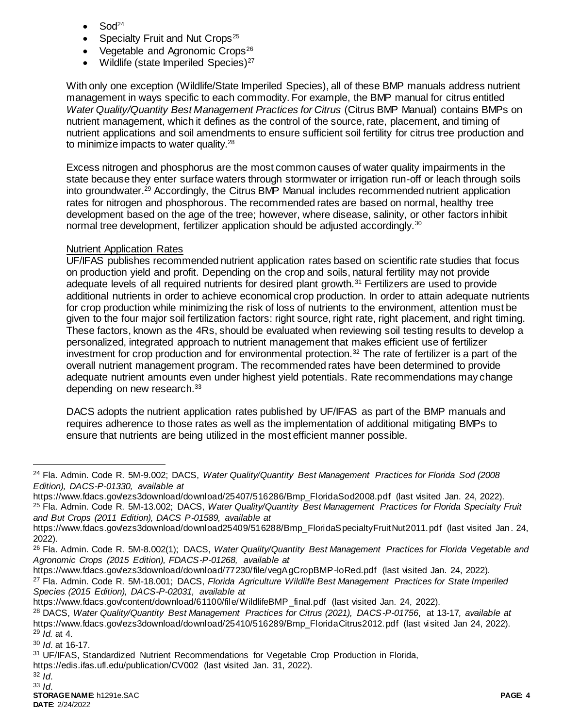- Sod[24]
- Specialty Fruit and Nut Crops[25]
- Vegetable and Agronomic Crops[26]
- Wildlife (state Imperiled Species)[27]

With only one exception (Wildlife/State Imperiled Species), all of these BMP manuals address nutrient management in ways specific to each commodity. For example, the BMP manual for citrus entitled *Water Quality/Quantity Best Management Practices for Citrus* (Citrus BMP Manual) contains BMPs on nutrient management, which it defines as the control of the source, rate, placement, and timing of nutrient applications and soil amendments to ensure sufficient soil fertility for citrus tree production and to minimize impacts to water quality.[28]

Excess nitrogen and phosphorus are the most common causes of water quality impairments in the state because they enter surface waters through stormwater or irrigation run-off or leach through soils into groundwater.[29] Accordingly, the Citrus BMP Manual includes recommended nutrient application rates for nitrogen and phosphorous. The recommended rates are based on normal, healthy tree development based on the age of the tree; however, where disease, salinity, or other factors inhibit normal tree development, fertilizer application should be adjusted accordingly.[30]

Nutrient Application Rates

UF/IFAS publishes recommended nutrient application rates based on scientific rate studies that focus on production yield and profit. Depending on the crop and soils, natural fertility may not provide adequate levels of all required nutrients for desired plant growth.[31] Fertilizers are used to provide additional nutrients in order to achieve economical crop production. In order to attain adequate nutrients for crop production while minimizing the risk of loss of nutrients to the environment, attention must be given to the four major soil fertilization factors: right source, right rate, right placement, and right timing. These factors, known as the 4Rs, should be evaluated when reviewing soil testing results to develop a personalized, integrated approach to nutrient management that makes efficient use of fertilizer investment for crop production and for environmental protection.[32] The rate of fertilizer is a part of the overall nutrient management program. The recommended rates have been determined to provide adequate nutrient amounts even under highest yield potentials. Rate recommendations may change depending on new research.[33]

DACS adopts the nutrient application rates published by UF/IFAS as part of the BMP manuals and requires adherence to those rates as well as the implementation of additional mitigating BMPs to ensure that nutrients are being utilized in the most efficient manner possible.

---

[24] Fla. Admin. Code R. 5M-9.002; DACS, *Water Quality/Quantity Best Management Practices for Florida Sod (2008 Edition), DACS-P-01330, available at* https://www.fdacs.gov/ezs3download/download/25407/516286/Bmp_FloridaSod2008.pdf (last visited Jan. 24, 2022).

[25] Fla. Admin. Code R. 5M-13.002; DACS, *Water Quality/Quantity Best Management Practices for Florida Specialty Fruit and But Crops (2011 Edition), DACS P-01589, available at* https://www.fdacs.gov/ezs3download/download25409/516288/Bmp_FloridaSpecialtyFruitNut2011.pdf (last visited Jan. 24, 2022).

[26] Fla. Admin. Code R. 5M-8.002(1); DACS, *Water Quality/Quantity Best Management Practices for Florida Vegetable and Agronomic Crops (2015 Edition), FDACS-P-01268, available at* https://www.fdacs.gov/ezs3download/download/77230/file/vegAgCropBMP-loRed.pdf (last visited Jan. 24, 2022).

[27] Fla. Admin. Code R. 5M-18.001; DACS, *Florida Agriculture Wildlife Best Management Practices for State Imperiled Species (2015 Edition), DACS-P-02031, available at* https://www.fdacs.gov/content/download/61100/file/WildlifeBMP_final.pdf (last visited Jan. 24, 2022).

[28] DACS, *Water Quality/Quantity Best Management Practices for Citrus (2021), DACS-P-01756*, at 13-17*, available at* https://www.fdacs.gov/ezs3download/download/25410/516289/Bmp_FloridaCitrus2012.pdf (last visited Jan 24, 2022).

[29] *Id.* at 4.

[30] *Id*. at 16-17.

[31] UF/IFAS, Standardized Nutrient Recommendations for Vegetable Crop Production in Florida, https://edis.ifas.ufl.edu/publication/CV002 (last visited Jan. 31, 2022).

[32] *Id*.

[33] *Id*.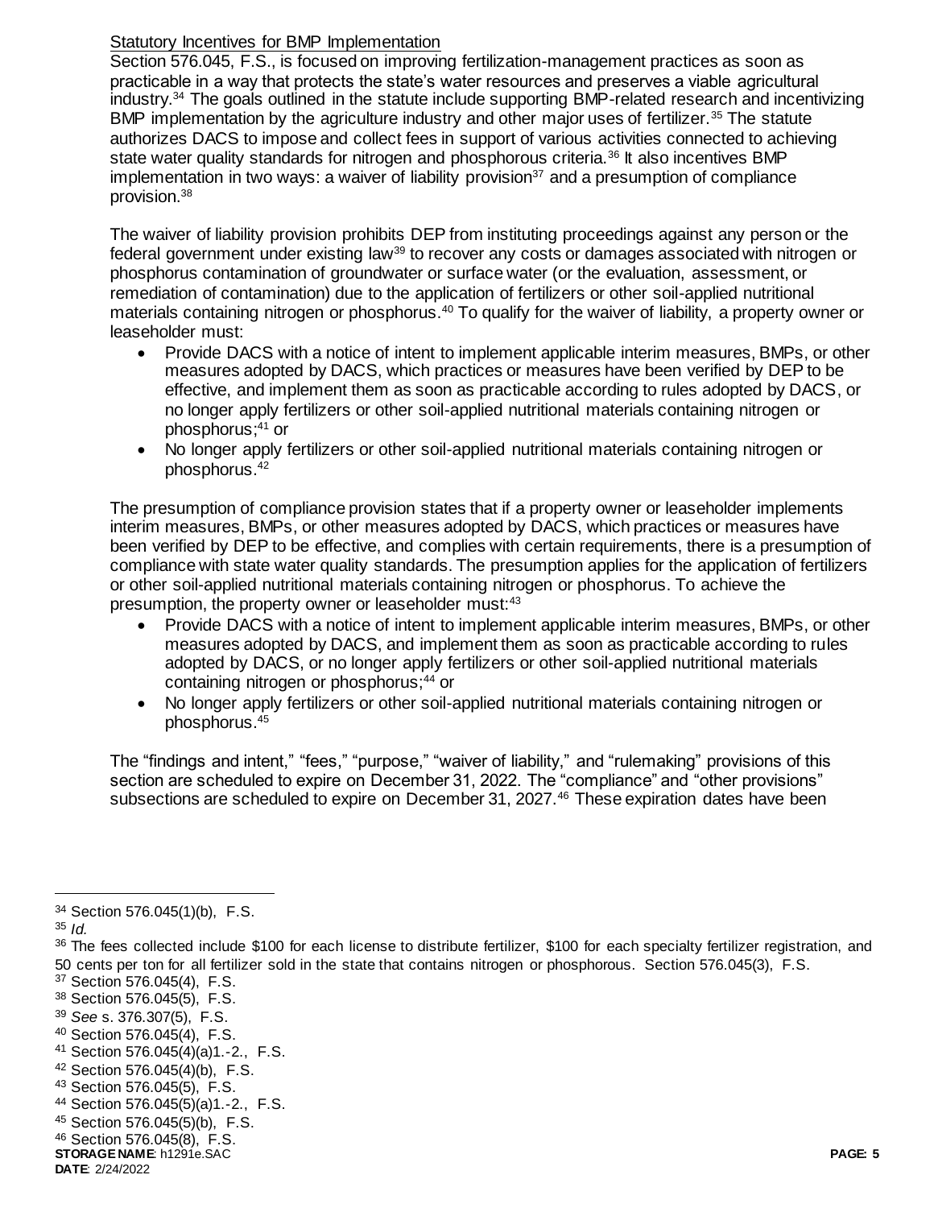Statutory Incentives for BMP Implementation

Section 576.045, F.S., is focused on improving fertilization-management practices as soon as practicable in a way that protects the state's water resources and preserves a viable agricultural industry.[34] The goals outlined in the statute include supporting BMP-related research and incentivizing BMP implementation by the agriculture industry and other major uses of fertilizer.[35] The statute authorizes DACS to impose and collect fees in support of various activities connected to achieving state water quality standards for nitrogen and phosphorous criteria.[36] It also incentives BMP implementation in two ways: a waiver of liability provision[37] and a presumption of compliance provision.[38]

The waiver of liability provision prohibits DEP from instituting proceedings against any person or the federal government under existing law[39] to recover any costs or damages associated with nitrogen or phosphorus contamination of groundwater or surface water (or the evaluation, assessment, or remediation of contamination) due to the application of fertilizers or other soil-applied nutritional materials containing nitrogen or phosphorus.[40] To qualify for the waiver of liability, a property owner or leaseholder must:

- Provide DACS with a notice of intent to implement applicable interim measures, BMPs, or other measures adopted by DACS, which practices or measures have been verified by DEP to be effective, and implement them as soon as practicable according to rules adopted by DACS, or no longer apply fertilizers or other soil-applied nutritional materials containing nitrogen or phosphorus;[41] or
- No longer apply fertilizers or other soil-applied nutritional materials containing nitrogen or phosphorus.[42]

The presumption of compliance provision states that if a property owner or leaseholder implements interim measures, BMPs, or other measures adopted by DACS, which practices or measures have been verified by DEP to be effective, and complies with certain requirements, there is a presumption of compliance with state water quality standards. The presumption applies for the application of fertilizers or other soil-applied nutritional materials containing nitrogen or phosphorus. To achieve the presumption, the property owner or leaseholder must:[43]

- Provide DACS with a notice of intent to implement applicable interim measures, BMPs, or other measures adopted by DACS, and implement them as soon as practicable according to rules adopted by DACS, or no longer apply fertilizers or other soil-applied nutritional materials containing nitrogen or phosphorus;[44] or
- No longer apply fertilizers or other soil-applied nutritional materials containing nitrogen or phosphorus.[45]

The "findings and intent," "fees," "purpose," "waiver of liability," and "rulemaking" provisions of this section are scheduled to expire on December 31, 2022. The "compliance" and "other provisions" subsections are scheduled to expire on December 31, 2027.[46] These expiration dates have been

---

[34] Section 576.045(1)(b), F.S.

[35] *Id.*

[36] The fees collected include $100 for each license to distribute fertilizer, $100 for each specialty fertilizer registration, and 50 cents per ton for all fertilizer sold in the state that contains nitrogen or phosphorous. Section 576.045(3), F.S.

[37] Section 576.045(4), F.S.

[38] Section 576.045(5), F.S.

[39] *See* s. 376.307(5), F.S.

[40] Section 576.045(4), F.S.

[41] Section 576.045(4)(a)1.-2., F.S.

[42] Section 576.045(4)(b), F.S.

[43] Section 576.045(5), F.S.

[44] Section 576.045(5)(a)1.-2., F.S.

[45] Section 576.045(5)(b), F.S.

[46] Section 576.045(8), F.S.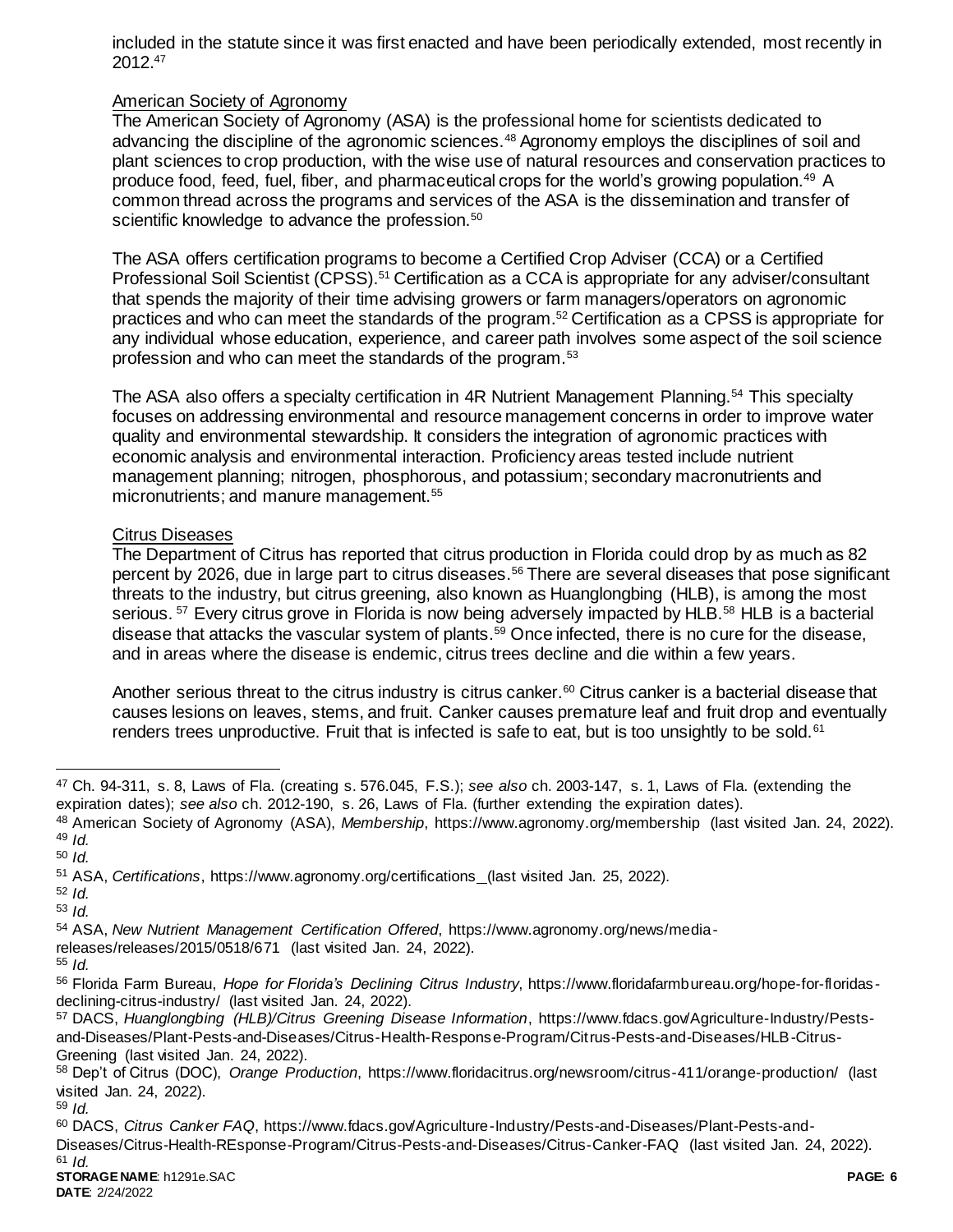included in the statute since it was first enacted and have been periodically extended, most recently in 2012.[47]

American Society of Agronomy

The American Society of Agronomy (ASA) is the professional home for scientists dedicated to advancing the discipline of the agronomic sciences.[48] Agronomy employs the disciplines of soil and plant sciences to crop production, with the wise use of natural resources and conservation practices to produce food, feed, fuel, fiber, and pharmaceutical crops for the world's growing population.[49] A common thread across the programs and services of the ASA is the dissemination and transfer of scientific knowledge to advance the profession.[50]

The ASA offers certification programs to become a Certified Crop Adviser (CCA) or a Certified Professional Soil Scientist (CPSS).[51] Certification as a CCA is appropriate for any adviser/consultant that spends the majority of their time advising growers or farm managers/operators on agronomic practices and who can meet the standards of the program.[52] Certification as a CPSS is appropriate for any individual whose education, experience, and career path involves some aspect of the soil science profession and who can meet the standards of the program.[53]

The ASA also offers a specialty certification in 4R Nutrient Management Planning.[54] This specialty focuses on addressing environmental and resource management concerns in order to improve water quality and environmental stewardship. It considers the integration of agronomic practices with economic analysis and environmental interaction. Proficiency areas tested include nutrient management planning; nitrogen, phosphorous, and potassium; secondary macronutrients and micronutrients; and manure management.[55]

Citrus Diseases

The Department of Citrus has reported that citrus production in Florida could drop by as much as 82 percent by 2026, due in large part to citrus diseases.[56] There are several diseases that pose significant threats to the industry, but citrus greening, also known as Huanglongbing (HLB), is among the most serious.[57] Every citrus grove in Florida is now being adversely impacted by HLB.[58] HLB is a bacterial disease that attacks the vascular system of plants.[59] Once infected, there is no cure for the disease, and in areas where the disease is endemic, citrus trees decline and die within a few years.

Another serious threat to the citrus industry is citrus canker.[60] Citrus canker is a bacterial disease that causes lesions on leaves, stems, and fruit. Canker causes premature leaf and fruit drop and eventually renders trees unproductive. Fruit that is infected is safe to eat, but is too unsightly to be sold.[61]

---

[47] Ch. 94-311, s. 8, Laws of Fla. (creating s. 576.045, F.S.); *see also* ch. 2003-147, s. 1, Laws of Fla. (extending the expiration dates); *see also* ch. 2012-190, s. 26, Laws of Fla. (further extending the expiration dates).

[48] American Society of Agronomy (ASA), *Membership*, https://www.agronomy.org/membership (last visited Jan. 24, 2022).

[49] *Id.*

[50] *Id.*

[51] ASA, *Certifications*, https://www.agronomy.org/certifications_(last visited Jan. 25, 2022).

[52] *Id.*

[53] *Id.*

[54] ASA, *New Nutrient Management Certification Offered*, https://www.agronomy.org/news/media-releases/releases/2015/0518/671 (last visited Jan. 24, 2022).

[55] *Id.*

[56] Florida Farm Bureau, *Hope for Florida's Declining Citrus Industry*, https://www.floridafarmbureau.org/hope-for-floridas-declining-citrus-industry/ (last visited Jan. 24, 2022).

[57] DACS, *Huanglongbing (HLB)/Citrus Greening Disease Information*, https://www.fdacs.gov/Agriculture-Industry/Pests-and-Diseases/Plant-Pests-and-Diseases/Citrus-Health-Response-Program/Citrus-Pests-and-Diseases/HLB-Citrus-Greening (last visited Jan. 24, 2022).

[58] Dep't of Citrus (DOC), *Orange Production*, https://www.floridacitrus.org/newsroom/citrus-411/orange-production/ (last visited Jan. 24, 2022).

[59] *Id.*

[60] DACS, *Citrus Canker FAQ*, https://www.fdacs.gov/Agriculture-Industry/Pests-and-Diseases/Plant-Pests-and-Diseases/Citrus-Health-REsponse-Program/Citrus-Pests-and-Diseases/Citrus-Canker-FAQ (last visited Jan. 24, 2022).

[61] *Id.*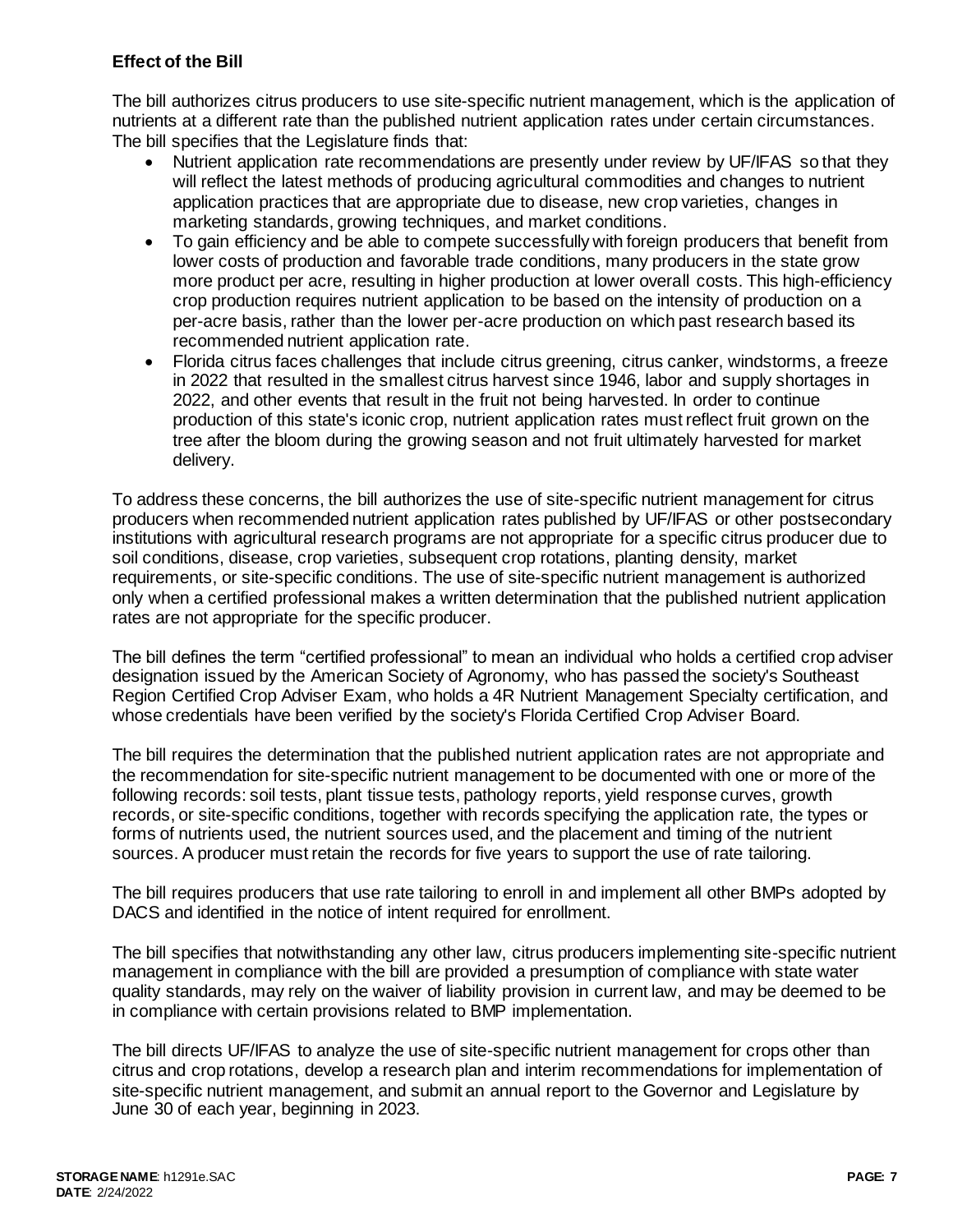**Effect of the Bill**

The bill authorizes citrus producers to use site-specific nutrient management, which is the application of nutrients at a different rate than the published nutrient application rates under certain circumstances. The bill specifies that the Legislature finds that:

- Nutrient application rate recommendations are presently under review by UF/IFAS so that they will reflect the latest methods of producing agricultural commodities and changes to nutrient application practices that are appropriate due to disease, new crop varieties, changes in marketing standards, growing techniques, and market conditions.
- To gain efficiency and be able to compete successfully with foreign producers that benefit from lower costs of production and favorable trade conditions, many producers in the state grow more product per acre, resulting in higher production at lower overall costs. This high-efficiency crop production requires nutrient application to be based on the intensity of production on a per-acre basis, rather than the lower per-acre production on which past research based its recommended nutrient application rate.
- Florida citrus faces challenges that include citrus greening, citrus canker, windstorms, a freeze in 2022 that resulted in the smallest citrus harvest since 1946, labor and supply shortages in 2022, and other events that result in the fruit not being harvested. In order to continue production of this state's iconic crop, nutrient application rates must reflect fruit grown on the tree after the bloom during the growing season and not fruit ultimately harvested for market delivery.

To address these concerns, the bill authorizes the use of site-specific nutrient management for citrus producers when recommended nutrient application rates published by UF/IFAS or other postsecondary institutions with agricultural research programs are not appropriate for a specific citrus producer due to soil conditions, disease, crop varieties, subsequent crop rotations, planting density, market requirements, or site-specific conditions. The use of site-specific nutrient management is authorized only when a certified professional makes a written determination that the published nutrient application rates are not appropriate for the specific producer.

The bill defines the term "certified professional" to mean an individual who holds a certified crop adviser designation issued by the American Society of Agronomy, who has passed the society's Southeast Region Certified Crop Adviser Exam, who holds a 4R Nutrient Management Specialty certification, and whose credentials have been verified by the society's Florida Certified Crop Adviser Board.

The bill requires the determination that the published nutrient application rates are not appropriate and the recommendation for site-specific nutrient management to be documented with one or more of the following records: soil tests, plant tissue tests, pathology reports, yield response curves, growth records, or site-specific conditions, together with records specifying the application rate, the types or forms of nutrients used, the nutrient sources used, and the placement and timing of the nutrient sources. A producer must retain the records for five years to support the use of rate tailoring.

The bill requires producers that use rate tailoring to enroll in and implement all other BMPs adopted by DACS and identified in the notice of intent required for enrollment.

The bill specifies that notwithstanding any other law, citrus producers implementing site-specific nutrient management in compliance with the bill are provided a presumption of compliance with state water quality standards, may rely on the waiver of liability provision in current law, and may be deemed to be in compliance with certain provisions related to BMP implementation.

The bill directs UF/IFAS to analyze the use of site-specific nutrient management for crops other than citrus and crop rotations, develop a research plan and interim recommendations for implementation of site-specific nutrient management, and submit an annual report to the Governor and Legislature by June 30 of each year, beginning in 2023.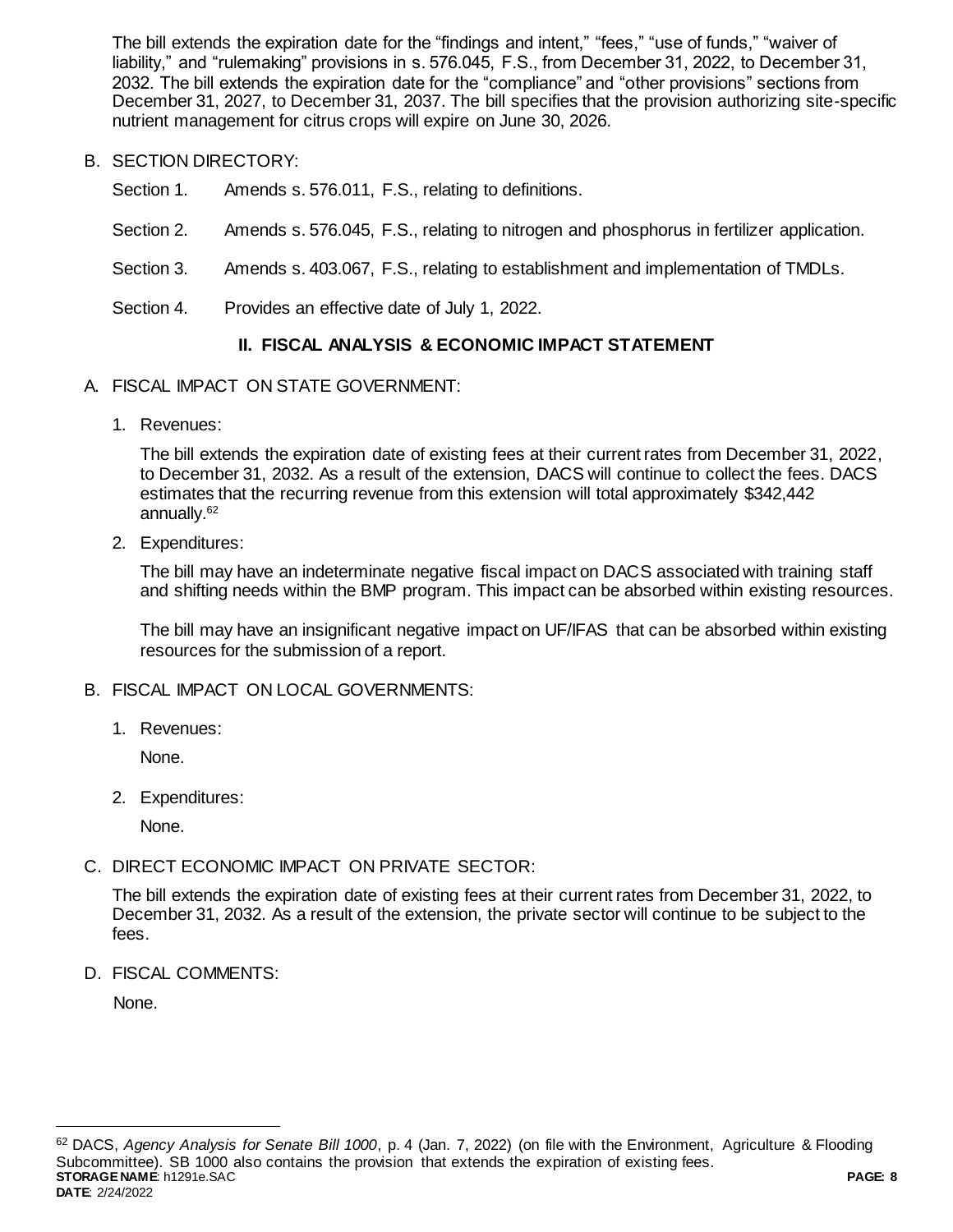The bill extends the expiration date for the "findings and intent," "fees," "use of funds," "waiver of liability," and "rulemaking" provisions in s. 576.045, F.S., from December 31, 2022, to December 31, 2032. The bill extends the expiration date for the "compliance" and "other provisions" sections from December 31, 2027, to December 31, 2037. The bill specifies that the provision authorizing site-specific nutrient management for citrus crops will expire on June 30, 2026.

B. SECTION DIRECTORY:

Section 1. Amends s. 576.011, F.S., relating to definitions.

Section 2. Amends s. 576.045, F.S., relating to nitrogen and phosphorus in fertilizer application.

Section 3. Amends s. 403.067, F.S., relating to establishment and implementation of TMDLs.

Section 4. Provides an effective date of July 1, 2022.

## II. FISCAL ANALYSIS & ECONOMIC IMPACT STATEMENT

A. FISCAL IMPACT ON STATE GOVERNMENT:

1. Revenues:

   The bill extends the expiration date of existing fees at their current rates from December 31, 2022, to December 31, 2032. As a result of the extension, DACS will continue to collect the fees. DACS estimates that the recurring revenue from this extension will total approximately $342,442 annually.[62]

2. Expenditures:

   The bill may have an indeterminate negative fiscal impact on DACS associated with training staff and shifting needs within the BMP program. This impact can be absorbed within existing resources.

   The bill may have an insignificant negative impact on UF/IFAS that can be absorbed within existing resources for the submission of a report.

B. FISCAL IMPACT ON LOCAL GOVERNMENTS:

1. Revenues:

   None.

2. Expenditures:

   None.

C. DIRECT ECONOMIC IMPACT ON PRIVATE SECTOR:

The bill extends the expiration date of existing fees at their current rates from December 31, 2022, to December 31, 2032. As a result of the extension, the private sector will continue to be subject to the fees.

D. FISCAL COMMENTS:

None.

---

[62] DACS, *Agency Analysis for Senate Bill 1000*, p. 4 (Jan. 7, 2022) (on file with the Environment, Agriculture & Flooding Subcommittee). SB 1000 also contains the provision that extends the expiration of existing fees.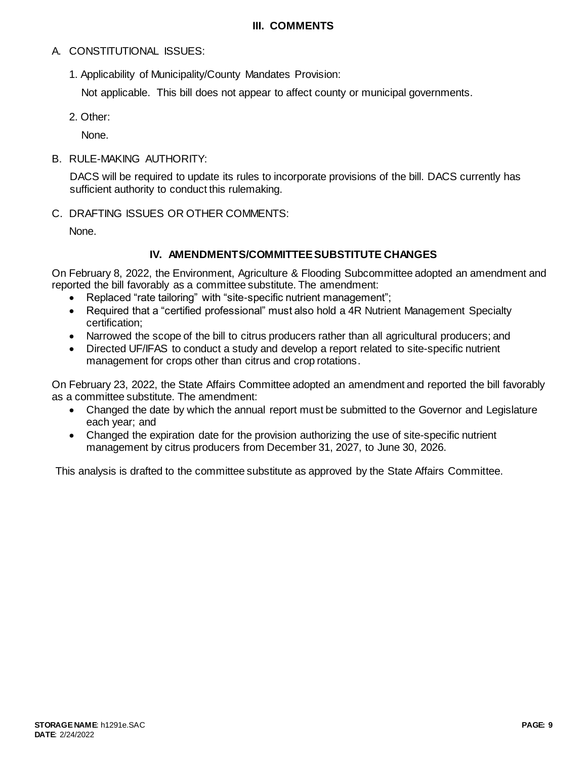## III. COMMENTS

A. CONSTITUTIONAL ISSUES:

1. Applicability of Municipality/County Mandates Provision:

   Not applicable. This bill does not appear to affect county or municipal governments.

2. Other:

   None.

B. RULE-MAKING AUTHORITY:

DACS will be required to update its rules to incorporate provisions of the bill. DACS currently has sufficient authority to conduct this rulemaking.

C. DRAFTING ISSUES OR OTHER COMMENTS:

None.

## IV. AMENDMENTS/COMMITTEE SUBSTITUTE CHANGES

On February 8, 2022, the Environment, Agriculture & Flooding Subcommittee adopted an amendment and reported the bill favorably as a committee substitute. The amendment:

- Replaced "rate tailoring" with "site-specific nutrient management";
- Required that a "certified professional" must also hold a 4R Nutrient Management Specialty certification;
- Narrowed the scope of the bill to citrus producers rather than all agricultural producers; and
- Directed UF/IFAS to conduct a study and develop a report related to site-specific nutrient management for crops other than citrus and crop rotations.

On February 23, 2022, the State Affairs Committee adopted an amendment and reported the bill favorably as a committee substitute. The amendment:

- Changed the date by which the annual report must be submitted to the Governor and Legislature each year; and
- Changed the expiration date for the provision authorizing the use of site-specific nutrient management by citrus producers from December 31, 2027, to June 30, 2026.

This analysis is drafted to the committee substitute as approved by the State Affairs Committee.